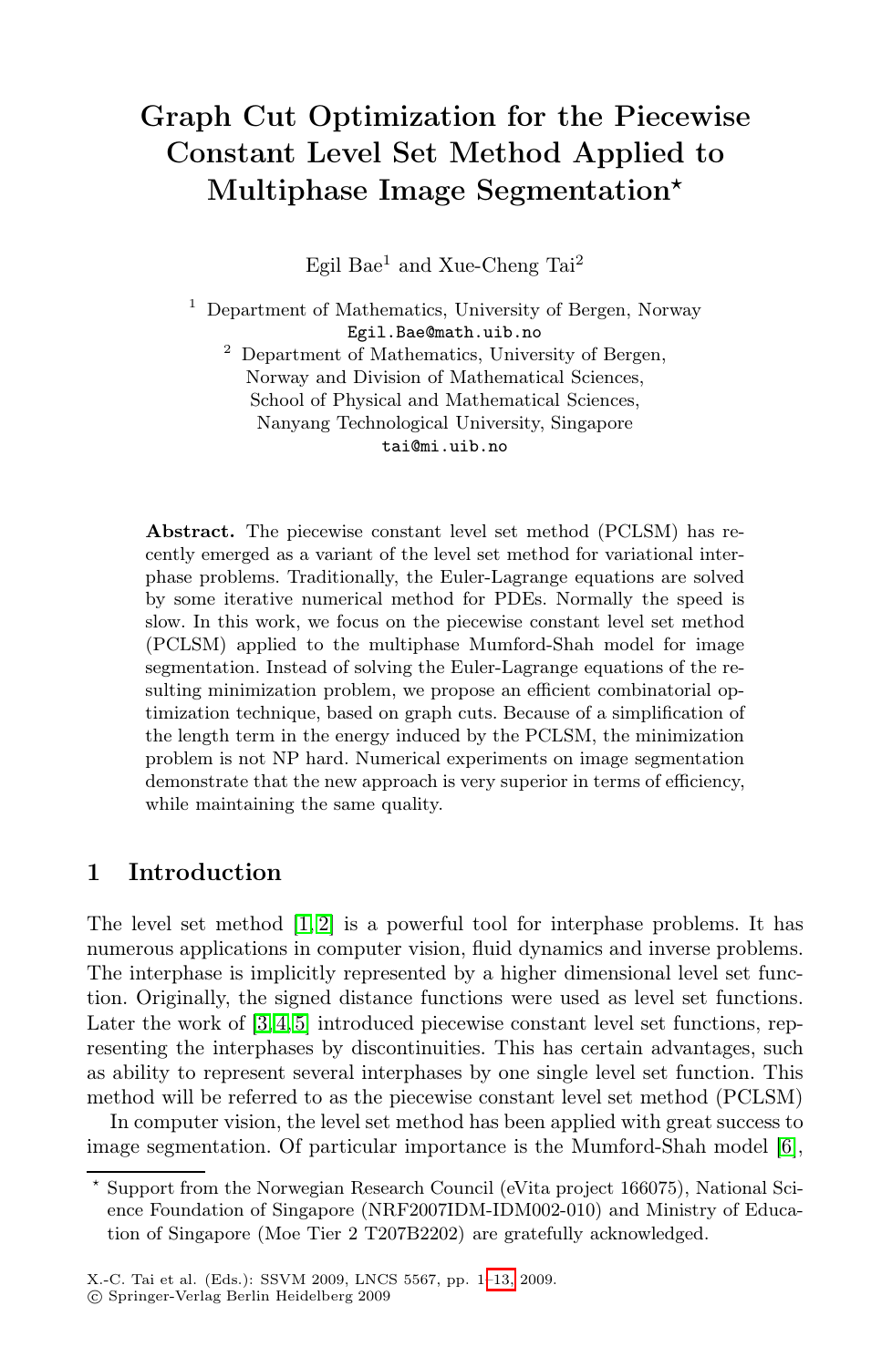# Graph Cut Optimization for the Piecewise Constant Level Set Method Applied to Multiphase Image Segmentation*

Egil Bae[1] and Xue-Cheng Tai[2]

[1] Department of Mathematics, University of Bergen, Norway
Egil.Bae@math.uib.no

[2] Department of Mathematics, University of Bergen, Norway and Division of Mathematical Sciences, School of Physical and Mathematical Sciences, Nanyang Technological University, Singapore
tai@mi.uib.no

**Abstract.** The piecewise constant level set method (PCLSM) has recently emerged as a variant of the level set method for variational interphase problems. Traditionally, the Euler-Lagrange equations are solved by some iterative numerical method for PDEs. Normally the speed is slow. In this work, we focus on the piecewise constant level set method (PCLSM) applied to the multiphase Mumford-Shah model for image segmentation. Instead of solving the Euler-Lagrange equations of the resulting minimization problem, we propose an efficient combinatorial optimization technique, based on graph cuts. Because of a simplification of the length term in the energy induced by the PCLSM, the minimization problem is not NP hard. Numerical experiments on image segmentation demonstrate that the new approach is very superior in terms of efficiency, while maintaining the same quality.

## 1 Introduction

The level set method [1,2] is a powerful tool for interphase problems. It has numerous applications in computer vision, fluid dynamics and inverse problems. The interphase is implicitly represented by a higher dimensional level set function. Originally, the signed distance functions were used as level set functions. Later the work of [3,4,5] introduced piecewise constant level set functions, representing the interphases by discontinuities. This has certain advantages, such as ability to represent several interphases by one single level set function. This method will be referred to as the piecewise constant level set method (PCLSM)

In computer vision, the level set method has been applied with great success to image segmentation. Of particular importance is the Mumford-Shah model [6],

* Support from the Norwegian Research Council (eVita project 166075), National Science Foundation of Singapore (NRF2007IDM-IDM002-010) and Ministry of Education of Singapore (Moe Tier 2 T207B2202) are gratefully acknowledged.

X.-C. Tai et al. (Eds.): SSVM 2009, LNCS 5567, pp. 1–13, 2009.
© Springer-Verlag Berlin Heidelberg 2009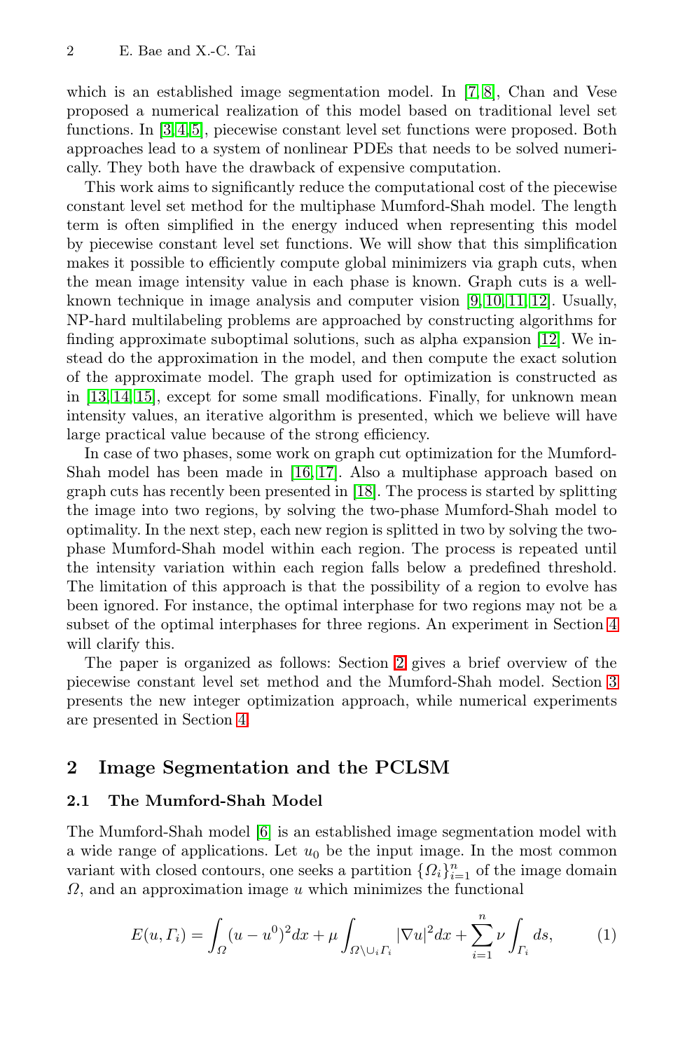which is an established image segmentation model. In [7,8], Chan and Vese proposed a numerical realization of this model based on traditional level set functions. In [3,4,5], piecewise constant level set functions were proposed. Both approaches lead to a system of nonlinear PDEs that needs to be solved numerically. They both have the drawback of expensive computation.

This work aims to significantly reduce the computational cost of the piecewise constant level set method for the multiphase Mumford-Shah model. The length term is often simplified in the energy induced when representing this model by piecewise constant level set functions. We will show that this simplification makes it possible to efficiently compute global minimizers via graph cuts, when the mean image intensity value in each phase is known. Graph cuts is a well-known technique in image analysis and computer vision [9,10,11,12]. Usually, NP-hard multilabeling problems are approached by constructing algorithms for finding approximate suboptimal solutions, such as alpha expansion [12]. We instead do the approximation in the model, and then compute the exact solution of the approximate model. The graph used for optimization is constructed as in [13,14,15], except for some small modifications. Finally, for unknown mean intensity values, an iterative algorithm is presented, which we believe will have large practical value because of the strong efficiency.

In case of two phases, some work on graph cut optimization for the Mumford-Shah model has been made in [16,17]. Also a multiphase approach based on graph cuts has recently been presented in [18]. The process is started by splitting the image into two regions, by solving the two-phase Mumford-Shah model to optimality. In the next step, each new region is splitted in two by solving the two-phase Mumford-Shah model within each region. The process is repeated until the intensity variation within each region falls below a predefined threshold. The limitation of this approach is that the possibility of a region to evolve has been ignored. For instance, the optimal interphase for two regions may not be a subset of the optimal interphases for three regions. An experiment in Section 4 will clarify this.

The paper is organized as follows: Section 2 gives a brief overview of the piecewise constant level set method and the Mumford-Shah model. Section 3 presents the new integer optimization approach, while numerical experiments are presented in Section 4.

## 2 Image Segmentation and the PCLSM

### 2.1 The Mumford-Shah Model

The Mumford-Shah model [6] is an established image segmentation model with a wide range of applications. Let $u_0$ be the input image. In the most common variant with closed contours, one seeks a partition $\{\Omega_i\}_{i=1}^n$ of the image domain $\Omega$, and an approximation image $u$ which minimizes the functional

$$E(u, \Gamma_i) = \int_{\Omega} (u - u^0)^2 dx + \mu \int_{\Omega \setminus \cup_i \Gamma_i} |\nabla u|^2 dx + \sum_{i=1}^{n} \nu \int_{\Gamma_i} ds, \tag{1}$$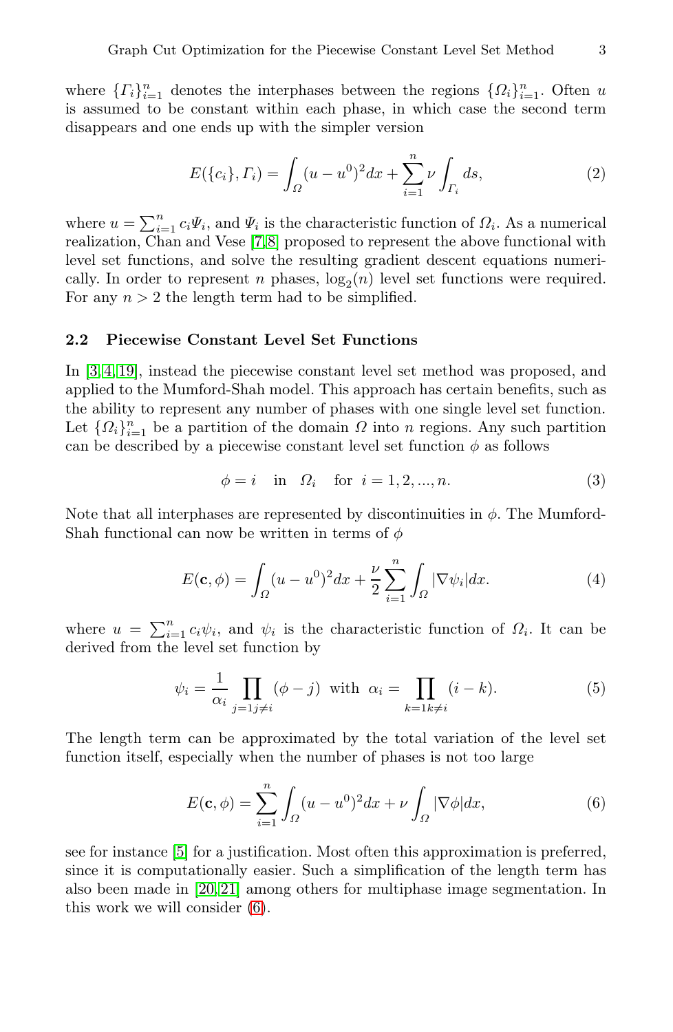where $\{\Gamma_i\}_{i=1}^n$ denotes the interphases between the regions $\{\Omega_i\}_{i=1}^n$. Often $u$ is assumed to be constant within each phase, in which case the second term disappears and one ends up with the simpler version

$$E(\{c_i\}, \Gamma_i) = \int_\Omega (u - u^0)^2 dx + \sum_{i=1}^n \nu \int_{\Gamma_i} ds, \tag{2}$$

where $u = \sum_{i=1}^n c_i \Psi_i$, and $\Psi_i$ is the characteristic function of $\Omega_i$. As a numerical realization, Chan and Vese [7,8] proposed to represent the above functional with level set functions, and solve the resulting gradient descent equations numerically. In order to represent $n$ phases, $\log_2(n)$ level set functions were required. For any $n > 2$ the length term had to be simplified.

### 2.2 Piecewise Constant Level Set Functions

In [3,4,19], instead the piecewise constant level set method was proposed, and applied to the Mumford-Shah model. This approach has certain benefits, such as the ability to represent any number of phases with one single level set function. Let $\{\Omega_i\}_{i=1}^n$ be a partition of the domain $\Omega$ into $n$ regions. Any such partition can be described by a piecewise constant level set function $\phi$ as follows

$$\phi = i \quad \text{in} \quad \Omega_i \quad \text{for } i = 1, 2, ..., n. \tag{3}$$

Note that all interphases are represented by discontinuities in $\phi$. The Mumford-Shah functional can now be written in terms of $\phi$

$$E(\mathbf{c}, \phi) = \int_\Omega (u - u^0)^2 dx + \frac{\nu}{2} \sum_{i=1}^n \int_\Omega |\nabla \psi_i| dx. \tag{4}$$

where $u = \sum_{i=1}^n c_i \psi_i$, and $\psi_i$ is the characteristic function of $\Omega_i$. It can be derived from the level set function by

$$\psi_i = \frac{1}{\alpha_i} \prod_{j=1 j\neq i} (\phi - j) \text{ with } \alpha_i = \prod_{k=1 k\neq i} (i - k). \tag{5}$$

The length term can be approximated by the total variation of the level set function itself, especially when the number of phases is not too large

$$E(\mathbf{c}, \phi) = \sum_{i=1}^n \int_\Omega (u - u^0)^2 dx + \nu \int_\Omega |\nabla \phi| dx, \tag{6}$$

see for instance [5] for a justification. Most often this approximation is preferred, since it is computationally easier. Such a simplification of the length term has also been made in [20,21] among others for multiphase image segmentation. In this work we will consider (6).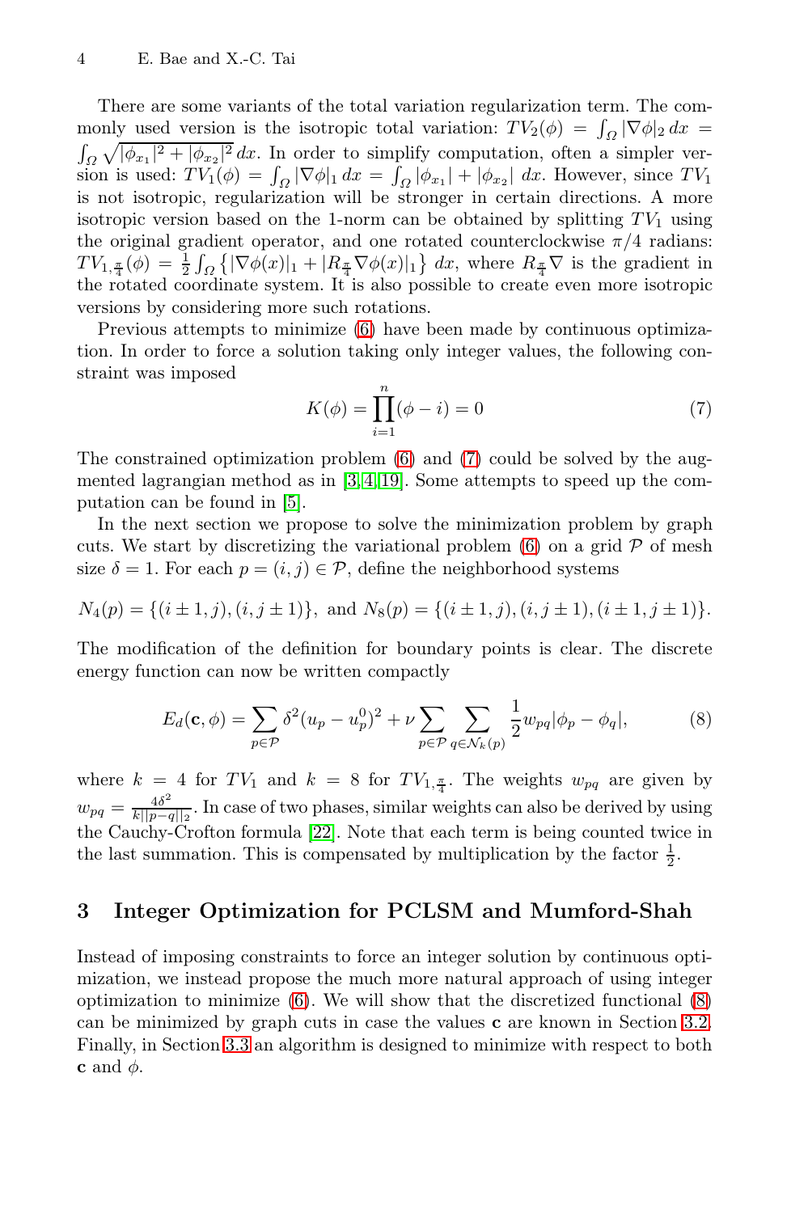There are some variants of the total variation regularization term. The commonly used version is the isotropic total variation: $TV_2(\phi) = \int_\Omega |\nabla \phi|_2 \, dx = \int_\Omega \sqrt{|\phi_{x_1}|^2 + |\phi_{x_2}|^2} \, dx$. In order to simplify computation, often a simpler version is used: $TV_1(\phi) = \int_\Omega |\nabla \phi|_1 \, dx = \int_\Omega |\phi_{x_1}| + |\phi_{x_2}| \, dx$. However, since $TV_1$ is not isotropic, regularization will be stronger in certain directions. A more isotropic version based on the 1-norm can be obtained by splitting $TV_1$ using the original gradient operator, and one rotated counterclockwise $\pi/4$ radians: $TV_{1,\frac{\pi}{4}}(\phi) = \frac{1}{2} \int_\Omega \left\{ |\nabla \phi(x)|_1 + |R_{\frac{\pi}{4}} \nabla \phi(x)|_1 \right\} dx$, where $R_{\frac{\pi}{4}} \nabla$ is the gradient in the rotated coordinate system. It is also possible to create even more isotropic versions by considering more such rotations.

Previous attempts to minimize (6) have been made by continuous optimization. In order to force a solution taking only integer values, the following constraint was imposed

$$K(\phi) = \prod_{i=1}^{n} (\phi - i) = 0 \tag{7}$$

The constrained optimization problem (6) and (7) could be solved by the augmented lagrangian method as in [3,4,19]. Some attempts to speed up the computation can be found in [5].

In the next section we propose to solve the minimization problem by graph cuts. We start by discretizing the variational problem (6) on a grid $\mathcal{P}$ of mesh size $\delta = 1$. For each $p = (i,j) \in \mathcal{P}$, define the neighborhood systems

$$N_4(p) = \{(i \pm 1, j), (i, j \pm 1)\}, \text{ and } N_8(p) = \{(i \pm 1, j), (i, j \pm 1), (i \pm 1, j \pm 1)\}.$$

The modification of the definition for boundary points is clear. The discrete energy function can now be written compactly

$$E_d(\mathbf{c}, \phi) = \sum_{p \in \mathcal{P}} \delta^2 (u_p - u_p^0)^2 + \nu \sum_{p \in \mathcal{P}} \sum_{q \in \mathcal{N}_k(p)} \frac{1}{2} w_{pq} |\phi_p - \phi_q|, \tag{8}$$

where $k = 4$ for $TV_1$ and $k = 8$ for $TV_{1,\frac{\pi}{4}}$. The weights $w_{pq}$ are given by $w_{pq} = \frac{4\delta^2}{k||p-q||_2}$. In case of two phases, similar weights can also be derived by using the Cauchy-Crofton formula [22]. Note that each term is being counted twice in the last summation. This is compensated by multiplication by the factor $\frac{1}{2}$.

## 3 Integer Optimization for PCLSM and Mumford-Shah

Instead of imposing constraints to force an integer solution by continuous optimization, we instead propose the much more natural approach of using integer optimization to minimize (6). We will show that the discretized functional (8) can be minimized by graph cuts in case the values $\mathbf{c}$ are known in Section 3.2. Finally, in Section 3.3 an algorithm is designed to minimize with respect to both $\mathbf{c}$ and $\phi$.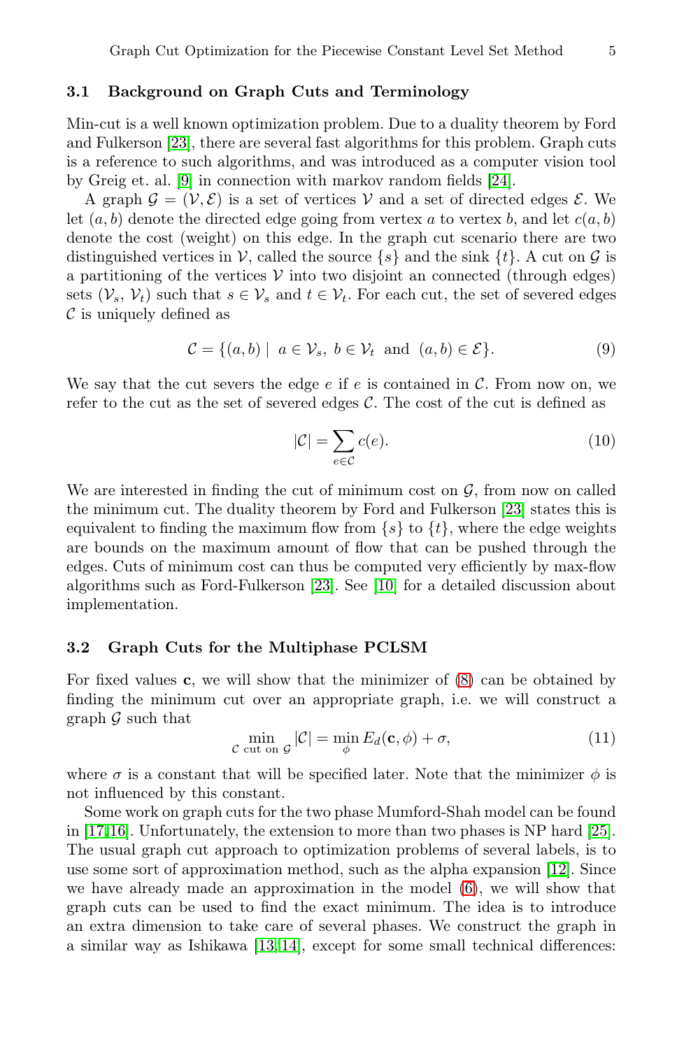### 3.1 Background on Graph Cuts and Terminology

Min-cut is a well known optimization problem. Due to a duality theorem by Ford and Fulkerson [23], there are several fast algorithms for this problem. Graph cuts is a reference to such algorithms, and was introduced as a computer vision tool by Greig et. al. [9] in connection with markov random fields [24].

A graph $\mathcal{G} = (\mathcal{V}, \mathcal{E})$ is a set of vertices $\mathcal{V}$ and a set of directed edges $\mathcal{E}$. We let $(a, b)$ denote the directed edge going from vertex $a$ to vertex $b$, and let $c(a, b)$ denote the cost (weight) on this edge. In the graph cut scenario there are two distinguished vertices in $\mathcal{V}$, called the source $\{s\}$ and the sink $\{t\}$. A cut on $\mathcal{G}$ is a partitioning of the vertices $\mathcal{V}$ into two disjoint an connected (through edges) sets $(\mathcal{V}_s, \mathcal{V}_t)$ such that $s \in \mathcal{V}_s$ and $t \in \mathcal{V}_t$. For each cut, the set of severed edges $\mathcal{C}$ is uniquely defined as

$$\mathcal{C} = \{(a, b) \mid \; a \in \mathcal{V}_s, \; b \in \mathcal{V}_t \; \text{ and } \; (a, b) \in \mathcal{E}\}. \tag{9}$$

We say that the cut severs the edge $e$ if $e$ is contained in $\mathcal{C}$. From now on, we refer to the cut as the set of severed edges $\mathcal{C}$. The cost of the cut is defined as

$$|\mathcal{C}| = \sum_{e \in \mathcal{C}} c(e). \tag{10}$$

We are interested in finding the cut of minimum cost on $\mathcal{G}$, from now on called the minimum cut. The duality theorem by Ford and Fulkerson [23] states this is equivalent to finding the maximum flow from $\{s\}$ to $\{t\}$, where the edge weights are bounds on the maximum amount of flow that can be pushed through the edges. Cuts of minimum cost can thus be computed very efficiently by max-flow algorithms such as Ford-Fulkerson [23]. See [10] for a detailed discussion about implementation.

### 3.2 Graph Cuts for the Multiphase PCLSM

For fixed values $\mathbf{c}$, we will show that the minimizer of (8) can be obtained by finding the minimum cut over an appropriate graph, i.e. we will construct a graph $\mathcal{G}$ such that

$$\min_{\mathcal{C} \text{ cut on } \mathcal{G}} |\mathcal{C}| = \min_{\phi} E_d(\mathbf{c}, \phi) + \sigma, \tag{11}$$

where $\sigma$ is a constant that will be specified later. Note that the minimizer $\phi$ is not influenced by this constant.

Some work on graph cuts for the two phase Mumford-Shah model can be found in [17,16]. Unfortunately, the extension to more than two phases is NP hard [25]. The usual graph cut approach to optimization problems of several labels, is to use some sort of approximation method, such as the alpha expansion [12]. Since we have already made an approximation in the model (6), we will show that graph cuts can be used to find the exact minimum. The idea is to introduce an extra dimension to take care of several phases. We construct the graph in a similar way as Ishikawa [13,14], except for some small technical differences: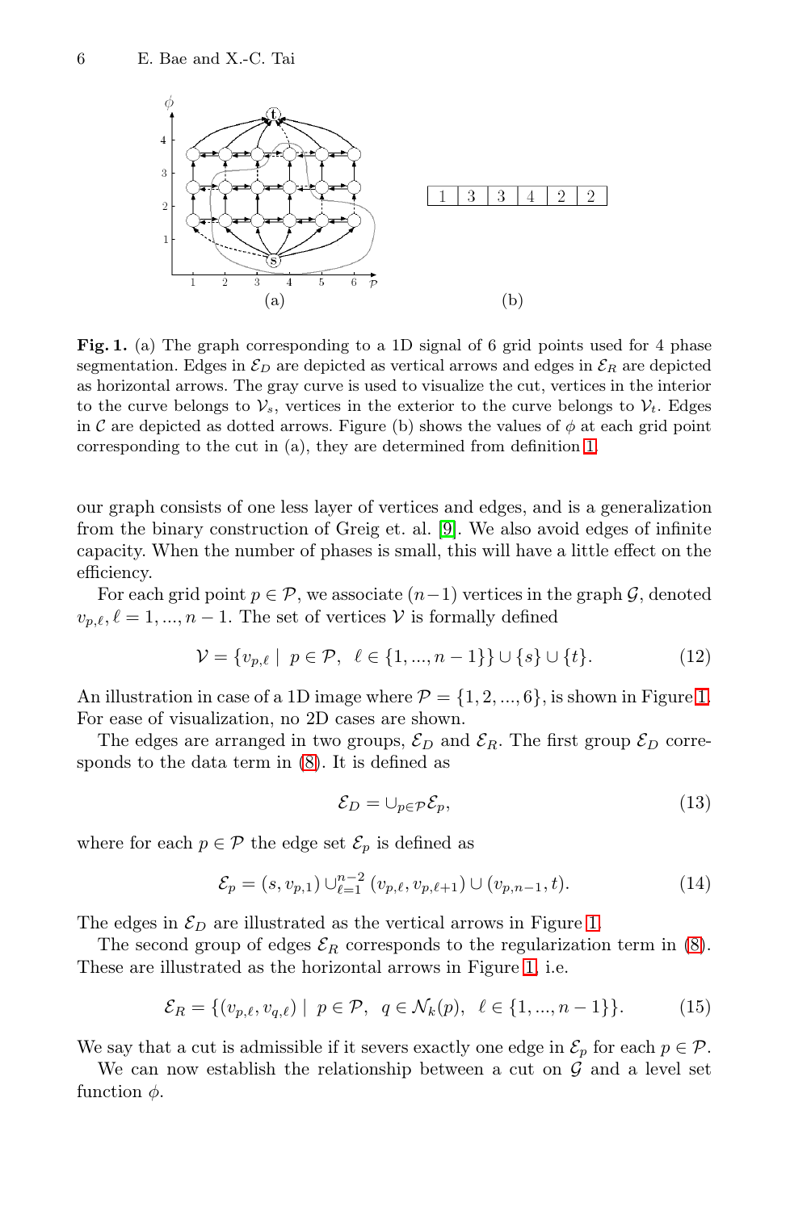**Fig. 1.** (a) The graph corresponding to a 1D signal of 6 grid points used for 4 phase segmentation. Edges in $\mathcal{E}_D$ are depicted as vertical arrows and edges in $\mathcal{E}_R$ are depicted as horizontal arrows. The gray curve is used to visualize the cut, vertices in the interior to the curve belongs to $\mathcal{V}_s$, vertices in the exterior to the curve belongs to $\mathcal{V}_t$. Edges in $\mathcal{C}$ are depicted as dotted arrows. Figure (b) shows the values of $\phi$ at each grid point corresponding to the cut in (a), they are determined from definition 1.

our graph consists of one less layer of vertices and edges, and is a generalization from the binary construction of Greig et. al. [9]. We also avoid edges of infinite capacity. When the number of phases is small, this will have a little effect on the efficiency.

For each grid point $p \in \mathcal{P}$, we associate $(n-1)$ vertices in the graph $\mathcal{G}$, denoted $v_{p,\ell}, \ell = 1, ..., n-1$. The set of vertices $\mathcal{V}$ is formally defined

$$\mathcal{V} = \{v_{p,\ell} \mid \; p \in \mathcal{P}, \;\; \ell \in \{1, ..., n-1\}\} \cup \{s\} \cup \{t\}. \tag{12}$$

An illustration in case of a 1D image where $\mathcal{P} = \{1, 2, ..., 6\}$, is shown in Figure 1. For ease of visualization, no 2D cases are shown.

The edges are arranged in two groups, $\mathcal{E}_D$ and $\mathcal{E}_R$. The first group $\mathcal{E}_D$ corresponds to the data term in (8). It is defined as

$$\mathcal{E}_D = \cup_{p \in \mathcal{P}} \mathcal{E}_p, \tag{13}$$

where for each $p \in \mathcal{P}$ the edge set $\mathcal{E}_p$ is defined as

$$\mathcal{E}_p = (s, v_{p,1}) \cup_{\ell=1}^{n-2} (v_{p,\ell}, v_{p,\ell+1}) \cup (v_{p,n-1}, t). \tag{14}$$

The edges in $\mathcal{E}_D$ are illustrated as the vertical arrows in Figure 1.

The second group of edges $\mathcal{E}_R$ corresponds to the regularization term in (8). These are illustrated as the horizontal arrows in Figure 1, i.e.

$$\mathcal{E}_R = \{(v_{p,\ell}, v_{q,\ell}) \mid \; p \in \mathcal{P}, \;\; q \in \mathcal{N}_k(p), \;\; \ell \in \{1, ..., n-1\}\}. \tag{15}$$

We say that a cut is admissible if it severs exactly one edge in $\mathcal{E}_p$ for each $p \in \mathcal{P}$.

We can now establish the relationship between a cut on $\mathcal{G}$ and a level set function $\phi$.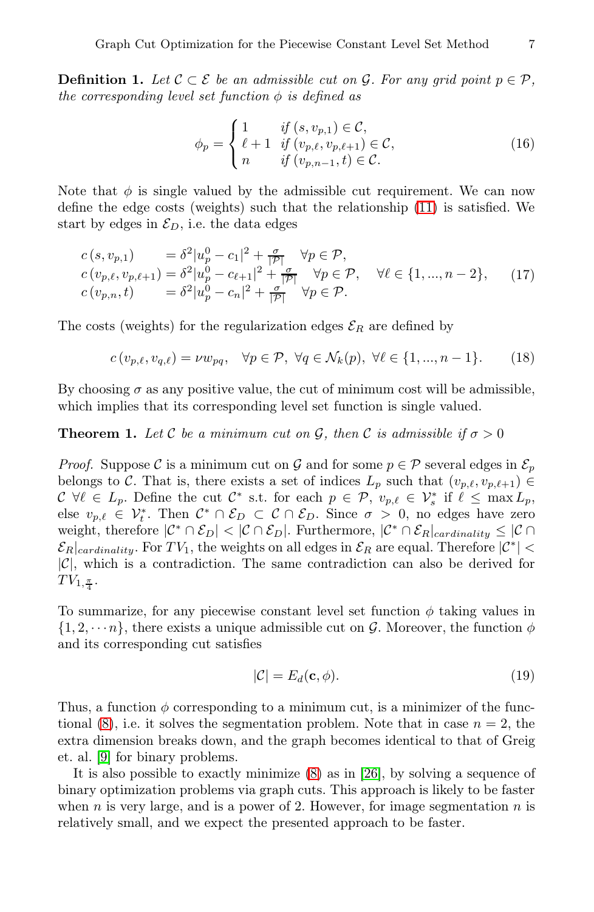**Definition 1.** *Let $\mathcal{C} \subset \mathcal{E}$ be an admissible cut on $\mathcal{G}$. For any grid point $p \in \mathcal{P}$, the corresponding level set function $\phi$ is defined as*

$$
\phi_p = \begin{cases} 1 & \text{if } (s, v_{p,1}) \in \mathcal{C}, \\ \ell + 1 & \text{if } (v_{p,\ell}, v_{p,\ell+1}) \in \mathcal{C}, \\ n & \text{if } (v_{p,n-1}, t) \in \mathcal{C}. \end{cases} \tag{16}
$$

Note that $\phi$ is single valued by the admissible cut requirement. We can now define the edge costs (weights) such that the relationship (11) is satisfied. We start by edges in $\mathcal{E}_D$, i.e. the data edges

$$
\begin{aligned}
c\left(s, v_{p,1}\right) &= \delta^2 |u_p^0 - c_1|^2 + \tfrac{\sigma}{|\mathcal{P}|} \quad \forall p \in \mathcal{P}, \\
c\left(v_{p,\ell}, v_{p,\ell+1}\right) &= \delta^2 |u_p^0 - c_{\ell+1}|^2 + \tfrac{\sigma}{|\mathcal{P}|} \quad \forall p \in \mathcal{P}, \quad \forall \ell \in \{1, ..., n-2\}, \\
c\left(v_{p,n}, t\right) &= \delta^2 |u_p^0 - c_n|^2 + \tfrac{\sigma}{|\mathcal{P}|} \quad \forall p \in \mathcal{P}.
\end{aligned} \tag{17}
$$

The costs (weights) for the regularization edges $\mathcal{E}_R$ are defined by

$$
c\left(v_{p,\ell}, v_{q,\ell}\right) = \nu w_{pq}, \quad \forall p \in \mathcal{P},\ \forall q \in \mathcal{N}_k(p),\ \forall \ell \in \{1, ..., n-1\}. \tag{18}
$$

By choosing $\sigma$ as any positive value, the cut of minimum cost will be admissible, which implies that its corresponding level set function is single valued.

**Theorem 1.** *Let $\mathcal{C}$ be a minimum cut on $\mathcal{G}$, then $\mathcal{C}$ is admissible if $\sigma > 0$*

*Proof.* Suppose $\mathcal{C}$ is a minimum cut on $\mathcal{G}$ and for some $p \in \mathcal{P}$ several edges in $\mathcal{E}_p$ belongs to $\mathcal{C}$. That is, there exists a set of indices $L_p$ such that $(v_{p,\ell}, v_{p,\ell+1}) \in \mathcal{C}\ \forall \ell \in L_p$. Define the cut $\mathcal{C}^*$ s.t. for each $p \in \mathcal{P}$, $v_{p,\ell} \in \mathcal{V}_s^*$ if $\ell \leq \max L_p$, else $v_{p,\ell} \in \mathcal{V}_t^*$. Then $\mathcal{C}^* \cap \mathcal{E}_D \subset \mathcal{C} \cap \mathcal{E}_D$. Since $\sigma > 0$, no edges have zero weight, therefore $|\mathcal{C}^* \cap \mathcal{E}_D| < |\mathcal{C} \cap \mathcal{E}_D|$. Furthermore, $|\mathcal{C}^* \cap \mathcal{E}_R|_{cardinality} \leq |\mathcal{C} \cap \mathcal{E}_R|_{cardinality}$. For $TV_1$, the weights on all edges in $\mathcal{E}_R$ are equal. Therefore $|\mathcal{C}^*| < |\mathcal{C}|$, which is a contradiction. The same contradiction can also be derived for $TV_{1,\frac{\pi}{4}}$.

To summarize, for any piecewise constant level set function $\phi$ taking values in $\{1, 2, \cdots n\}$, there exists a unique admissible cut on $\mathcal{G}$. Moreover, the function $\phi$ and its corresponding cut satisfies

$$
|\mathcal{C}| = E_d(\mathbf{c}, \phi). \tag{19}
$$

Thus, a function $\phi$ corresponding to a minimum cut, is a minimizer of the functional (8), i.e. it solves the segmentation problem. Note that in case $n = 2$, the extra dimension breaks down, and the graph becomes identical to that of Greig et. al. [9] for binary problems.

It is also possible to exactly minimize (8) as in [26], by solving a sequence of binary optimization problems via graph cuts. This approach is likely to be faster when $n$ is very large, and is a power of 2. However, for image segmentation $n$ is relatively small, and we expect the presented approach to be faster.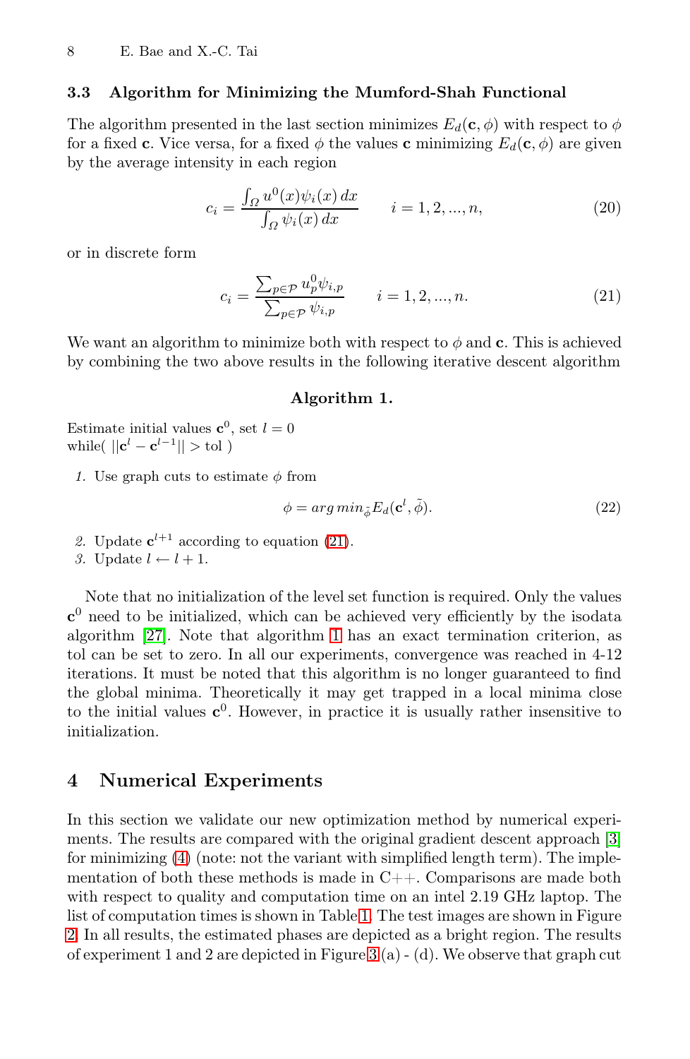### 3.3 Algorithm for Minimizing the Mumford-Shah Functional

The algorithm presented in the last section minimizes $E_d(\mathbf{c}, \phi)$ with respect to $\phi$ for a fixed $\mathbf{c}$. Vice versa, for a fixed $\phi$ the values $\mathbf{c}$ minimizing $E_d(\mathbf{c}, \phi)$ are given by the average intensity in each region

$$c_i = \frac{\int_\Omega u^0(x)\psi_i(x)\,dx}{\int_\Omega \psi_i(x)\,dx} \qquad i = 1, 2, ..., n, \tag{20}$$

or in discrete form

$$c_i = \frac{\sum_{p \in \mathcal{P}} u_p^0 \psi_{i,p}}{\sum_{p \in \mathcal{P}} \psi_{i,p}} \qquad i = 1, 2, ..., n. \tag{21}$$

We want an algorithm to minimize both with respect to $\phi$ and $\mathbf{c}$. This is achieved by combining the two above results in the following iterative descent algorithm

**Algorithm 1.**

Estimate initial values $\mathbf{c}^0$, set $l = 0$
while( $||\mathbf{c}^l - \mathbf{c}^{l-1}|| >$ tol )

1. Use graph cuts to estimate $\phi$ from
$$\phi = arg\,min_{\tilde{\phi}} E_d(\mathbf{c}^l, \tilde{\phi}). \tag{22}$$
2. Update $\mathbf{c}^{l+1}$ according to equation (21).
3. Update $l \leftarrow l + 1$.

Note that no initialization of the level set function is required. Only the values $\mathbf{c}^0$ need to be initialized, which can be achieved very efficiently by the isodata algorithm [27]. Note that algorithm 1 has an exact termination criterion, as tol can be set to zero. In all our experiments, convergence was reached in 4-12 iterations. It must be noted that this algorithm is no longer guaranteed to find the global minima. Theoretically it may get trapped in a local minima close to the initial values $\mathbf{c}^0$. However, in practice it is usually rather insensitive to initialization.

## 4 Numerical Experiments

In this section we validate our new optimization method by numerical experiments. The results are compared with the original gradient descent approach [3] for minimizing (4) (note: not the variant with simplified length term). The implementation of both these methods is made in C++. Comparisons are made both with respect to quality and computation time on an intel 2.19 GHz laptop. The list of computation times is shown in Table 1. The test images are shown in Figure 2. In all results, the estimated phases are depicted as a bright region. The results of experiment 1 and 2 are depicted in Figure 3 (a) - (d). We observe that graph cut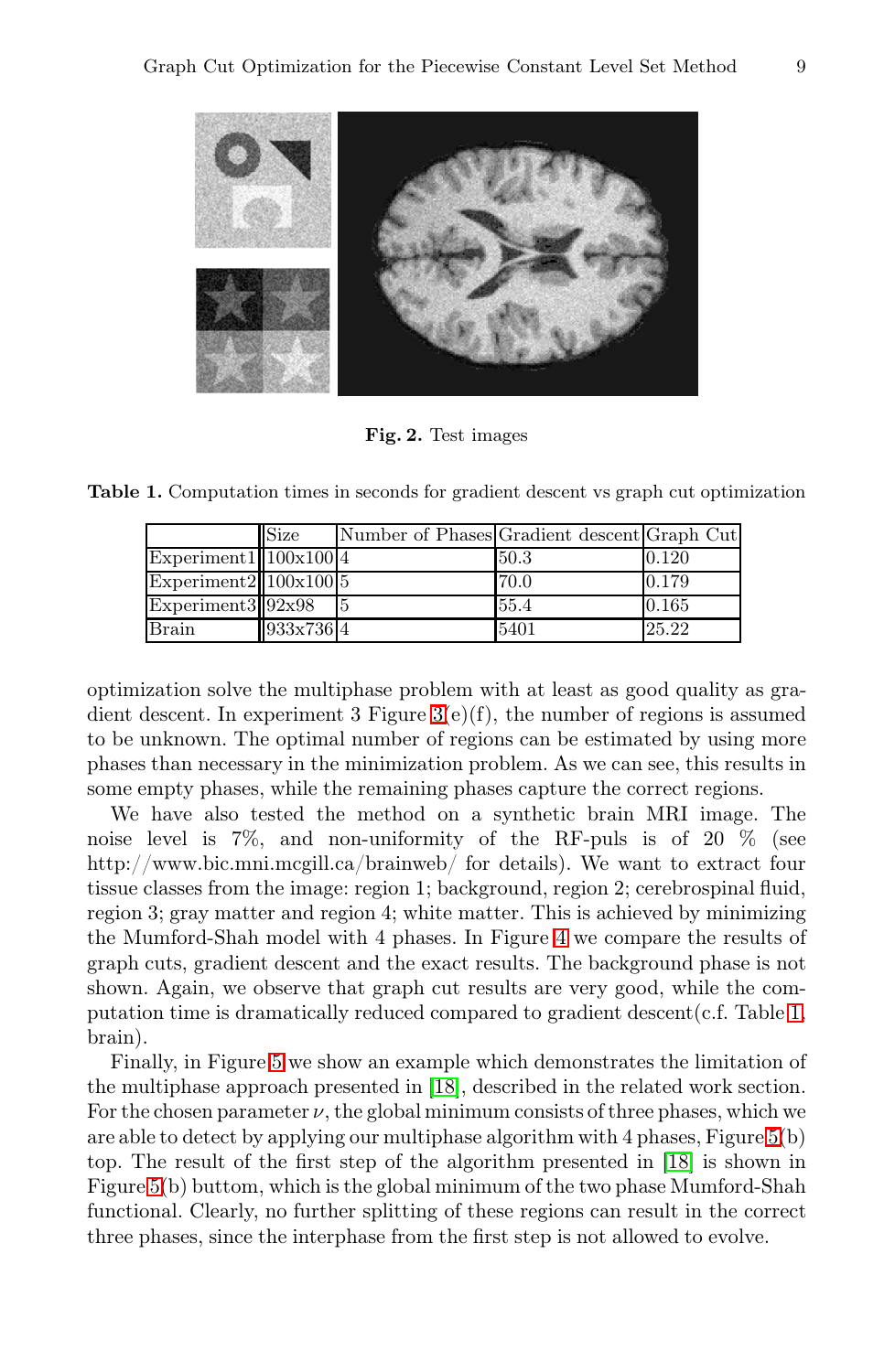**Fig. 2.** Test images

**Table 1.** Computation times in seconds for gradient descent vs graph cut optimization

| | Size | Number of Phases | Gradient descent | Graph Cut |
|---|---|---|---|---|
| Experiment1 | 100x100 | 4 | 50.3 | 0.120 |
| Experiment2 | 100x100 | 5 | 70.0 | 0.179 |
| Experiment3 | 92x98 | 5 | 55.4 | 0.165 |
| Brain | 933x736 | 4 | 5401 | 25.22 |

optimization solve the multiphase problem with at least as good quality as gradient descent. In experiment 3 Figure 3(e)(f), the number of regions is assumed to be unknown. The optimal number of regions can be estimated by using more phases than necessary in the minimization problem. As we can see, this results in some empty phases, while the remaining phases capture the correct regions.

We have also tested the method on a synthetic brain MRI image. The noise level is 7%, and non-uniformity of the RF-puls is of 20 % (see http://www.bic.mni.mcgill.ca/brainweb/ for details). We want to extract four tissue classes from the image: region 1; background, region 2; cerebrospinal fluid, region 3; gray matter and region 4; white matter. This is achieved by minimizing the Mumford-Shah model with 4 phases. In Figure 4 we compare the results of graph cuts, gradient descent and the exact results. The background phase is not shown. Again, we observe that graph cut results are very good, while the computation time is dramatically reduced compared to gradient descent(c.f. Table 1, brain).

Finally, in Figure 5 we show an example which demonstrates the limitation of the multiphase approach presented in [18], described in the related work section. For the chosen parameter $\nu$, the global minimum consists of three phases, which we are able to detect by applying our multiphase algorithm with 4 phases, Figure 5(b) top. The result of the first step of the algorithm presented in [18] is shown in Figure 5(b) buttom, which is the global minimum of the two phase Mumford-Shah functional. Clearly, no further splitting of these regions can result in the correct three phases, since the interphase from the first step is not allowed to evolve.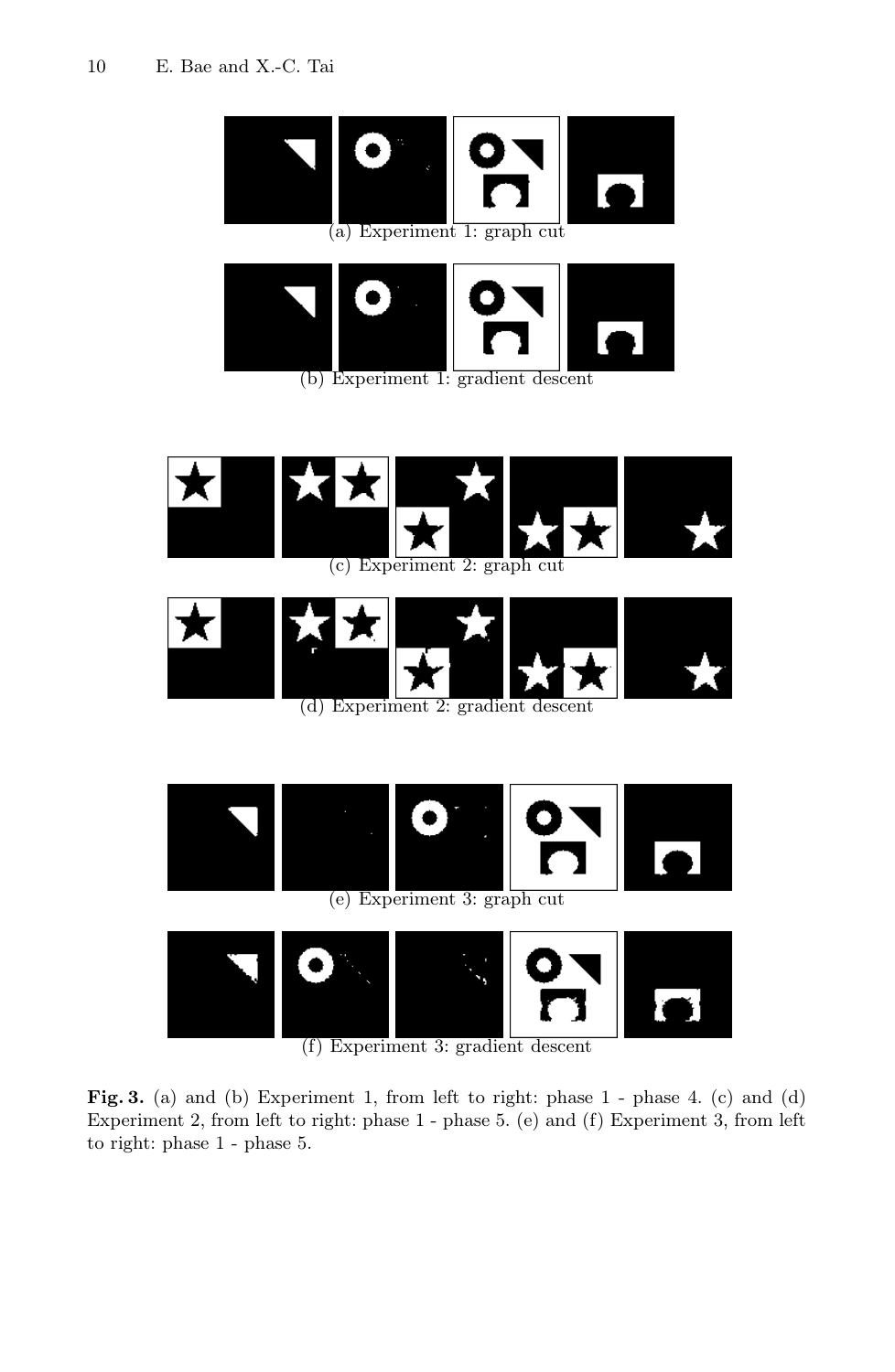(a) Experiment 1: graph cut

(b) Experiment 1: gradient descent

(c) Experiment 2: graph cut

(d) Experiment 2: gradient descent

(e) Experiment 3: graph cut

(f) Experiment 3: gradient descent

**Fig. 3.** (a) and (b) Experiment 1, from left to right: phase 1 - phase 4. (c) and (d) Experiment 2, from left to right: phase 1 - phase 5. (e) and (f) Experiment 3, from left to right: phase 1 - phase 5.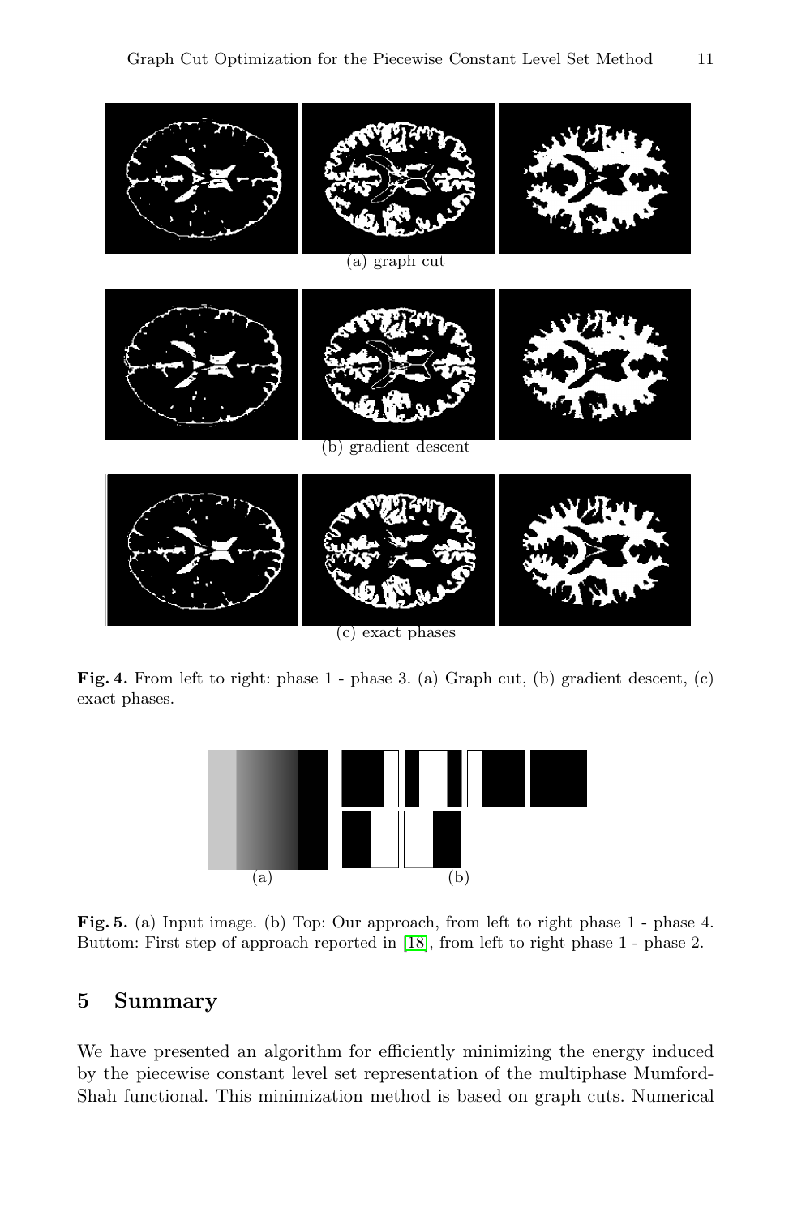(a) graph cut

(b) gradient descent

(c) exact phases

**Fig. 4.** From left to right: phase 1 - phase 3. (a) Graph cut, (b) gradient descent, (c) exact phases.

(a) (b)

**Fig. 5.** (a) Input image. (b) Top: Our approach, from left to right phase 1 - phase 4. Buttom: First step of approach reported in [18], from left to right phase 1 - phase 2.

## 5 Summary

We have presented an algorithm for efficiently minimizing the energy induced by the piecewise constant level set representation of the multiphase Mumford-Shah functional. This minimization method is based on graph cuts. Numerical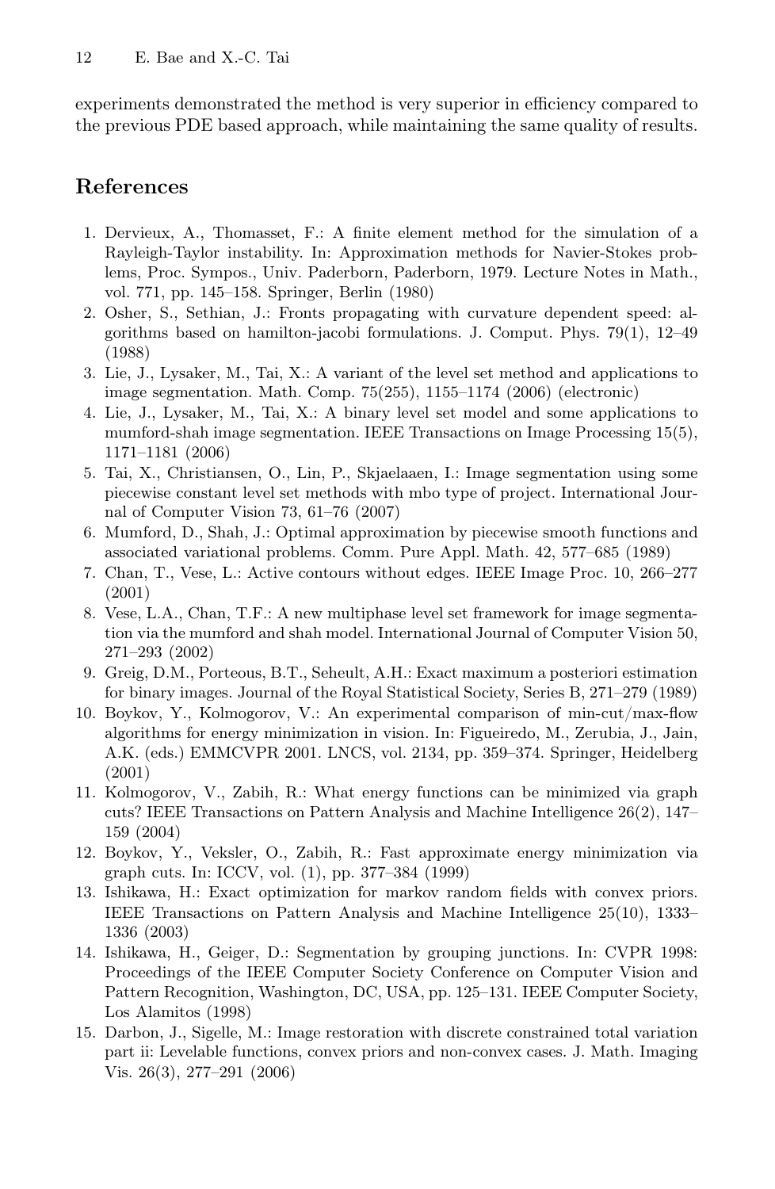experiments demonstrated the method is very superior in efficiency compared to the previous PDE based approach, while maintaining the same quality of results.

## References

1. Dervieux, A., Thomasset, F.: A finite element method for the simulation of a Rayleigh-Taylor instability. In: Approximation methods for Navier-Stokes problems, Proc. Sympos., Univ. Paderborn, Paderborn, 1979. Lecture Notes in Math., vol. 771, pp. 145–158. Springer, Berlin (1980)
2. Osher, S., Sethian, J.: Fronts propagating with curvature dependent speed: algorithms based on hamilton-jacobi formulations. J. Comput. Phys. 79(1), 12–49 (1988)
3. Lie, J., Lysaker, M., Tai, X.: A variant of the level set method and applications to image segmentation. Math. Comp. 75(255), 1155–1174 (2006) (electronic)
4. Lie, J., Lysaker, M., Tai, X.: A binary level set model and some applications to mumford-shah image segmentation. IEEE Transactions on Image Processing 15(5), 1171–1181 (2006)
5. Tai, X., Christiansen, O., Lin, P., Skjaelaaen, I.: Image segmentation using some piecewise constant level set methods with mbo type of project. International Journal of Computer Vision 73, 61–76 (2007)
6. Mumford, D., Shah, J.: Optimal approximation by piecewise smooth functions and associated variational problems. Comm. Pure Appl. Math. 42, 577–685 (1989)
7. Chan, T., Vese, L.: Active contours without edges. IEEE Image Proc. 10, 266–277 (2001)
8. Vese, L.A., Chan, T.F.: A new multiphase level set framework for image segmentation via the mumford and shah model. International Journal of Computer Vision 50, 271–293 (2002)
9. Greig, D.M., Porteous, B.T., Seheult, A.H.: Exact maximum a posteriori estimation for binary images. Journal of the Royal Statistical Society, Series B, 271–279 (1989)
10. Boykov, Y., Kolmogorov, V.: An experimental comparison of min-cut/max-flow algorithms for energy minimization in vision. In: Figueiredo, M., Zerubia, J., Jain, A.K. (eds.) EMMCVPR 2001. LNCS, vol. 2134, pp. 359–374. Springer, Heidelberg (2001)
11. Kolmogorov, V., Zabih, R.: What energy functions can be minimized via graph cuts? IEEE Transactions on Pattern Analysis and Machine Intelligence 26(2), 147–159 (2004)
12. Boykov, Y., Veksler, O., Zabih, R.: Fast approximate energy minimization via graph cuts. In: ICCV, vol. (1), pp. 377–384 (1999)
13. Ishikawa, H.: Exact optimization for markov random fields with convex priors. IEEE Transactions on Pattern Analysis and Machine Intelligence 25(10), 1333–1336 (2003)
14. Ishikawa, H., Geiger, D.: Segmentation by grouping junctions. In: CVPR 1998: Proceedings of the IEEE Computer Society Conference on Computer Vision and Pattern Recognition, Washington, DC, USA, pp. 125–131. IEEE Computer Society, Los Alamitos (1998)
15. Darbon, J., Sigelle, M.: Image restoration with discrete constrained total variation part ii: Levelable functions, convex priors and non-convex cases. J. Math. Imaging Vis. 26(3), 277–291 (2006)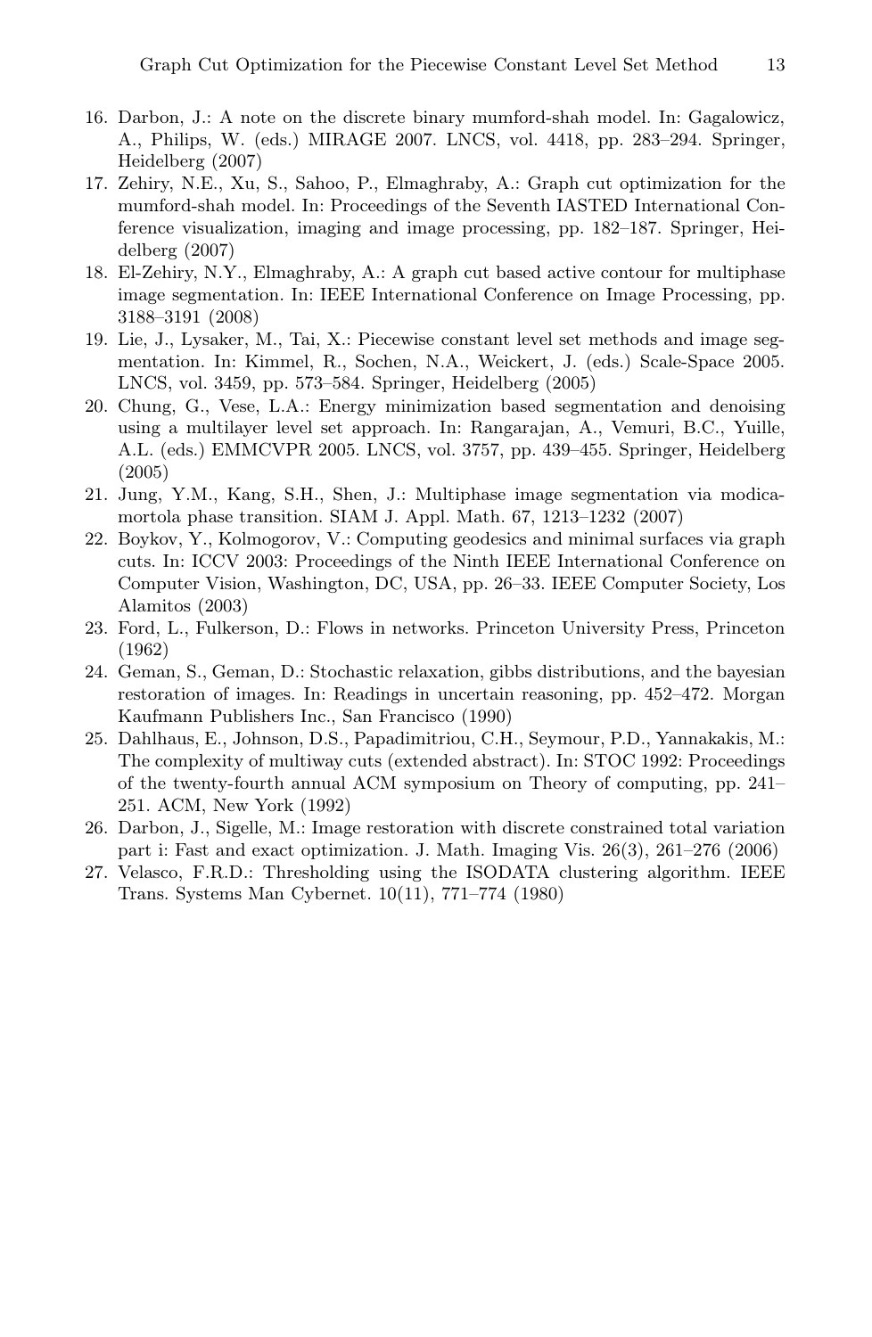16. Darbon, J.: A note on the discrete binary mumford-shah model. In: Gagalowicz, A., Philips, W. (eds.) MIRAGE 2007. LNCS, vol. 4418, pp. 283–294. Springer, Heidelberg (2007)
17. Zehiry, N.E., Xu, S., Sahoo, P., Elmaghraby, A.: Graph cut optimization for the mumford-shah model. In: Proceedings of the Seventh IASTED International Conference visualization, imaging and image processing, pp. 182–187. Springer, Heidelberg (2007)
18. El-Zehiry, N.Y., Elmaghraby, A.: A graph cut based active contour for multiphase image segmentation. In: IEEE International Conference on Image Processing, pp. 3188–3191 (2008)
19. Lie, J., Lysaker, M., Tai, X.: Piecewise constant level set methods and image segmentation. In: Kimmel, R., Sochen, N.A., Weickert, J. (eds.) Scale-Space 2005. LNCS, vol. 3459, pp. 573–584. Springer, Heidelberg (2005)
20. Chung, G., Vese, L.A.: Energy minimization based segmentation and denoising using a multilayer level set approach. In: Rangarajan, A., Vemuri, B.C., Yuille, A.L. (eds.) EMMCVPR 2005. LNCS, vol. 3757, pp. 439–455. Springer, Heidelberg (2005)
21. Jung, Y.M., Kang, S.H., Shen, J.: Multiphase image segmentation via modica-mortola phase transition. SIAM J. Appl. Math. 67, 1213–1232 (2007)
22. Boykov, Y., Kolmogorov, V.: Computing geodesics and minimal surfaces via graph cuts. In: ICCV 2003: Proceedings of the Ninth IEEE International Conference on Computer Vision, Washington, DC, USA, pp. 26–33. IEEE Computer Society, Los Alamitos (2003)
23. Ford, L., Fulkerson, D.: Flows in networks. Princeton University Press, Princeton (1962)
24. Geman, S., Geman, D.: Stochastic relaxation, gibbs distributions, and the bayesian restoration of images. In: Readings in uncertain reasoning, pp. 452–472. Morgan Kaufmann Publishers Inc., San Francisco (1990)
25. Dahlhaus, E., Johnson, D.S., Papadimitriou, C.H., Seymour, P.D., Yannakakis, M.: The complexity of multiway cuts (extended abstract). In: STOC 1992: Proceedings of the twenty-fourth annual ACM symposium on Theory of computing, pp. 241–251. ACM, New York (1992)
26. Darbon, J., Sigelle, M.: Image restoration with discrete constrained total variation part i: Fast and exact optimization. J. Math. Imaging Vis. 26(3), 261–276 (2006)
27. Velasco, F.R.D.: Thresholding using the ISODATA clustering algorithm. IEEE Trans. Systems Man Cybernet. 10(11), 771–774 (1980)